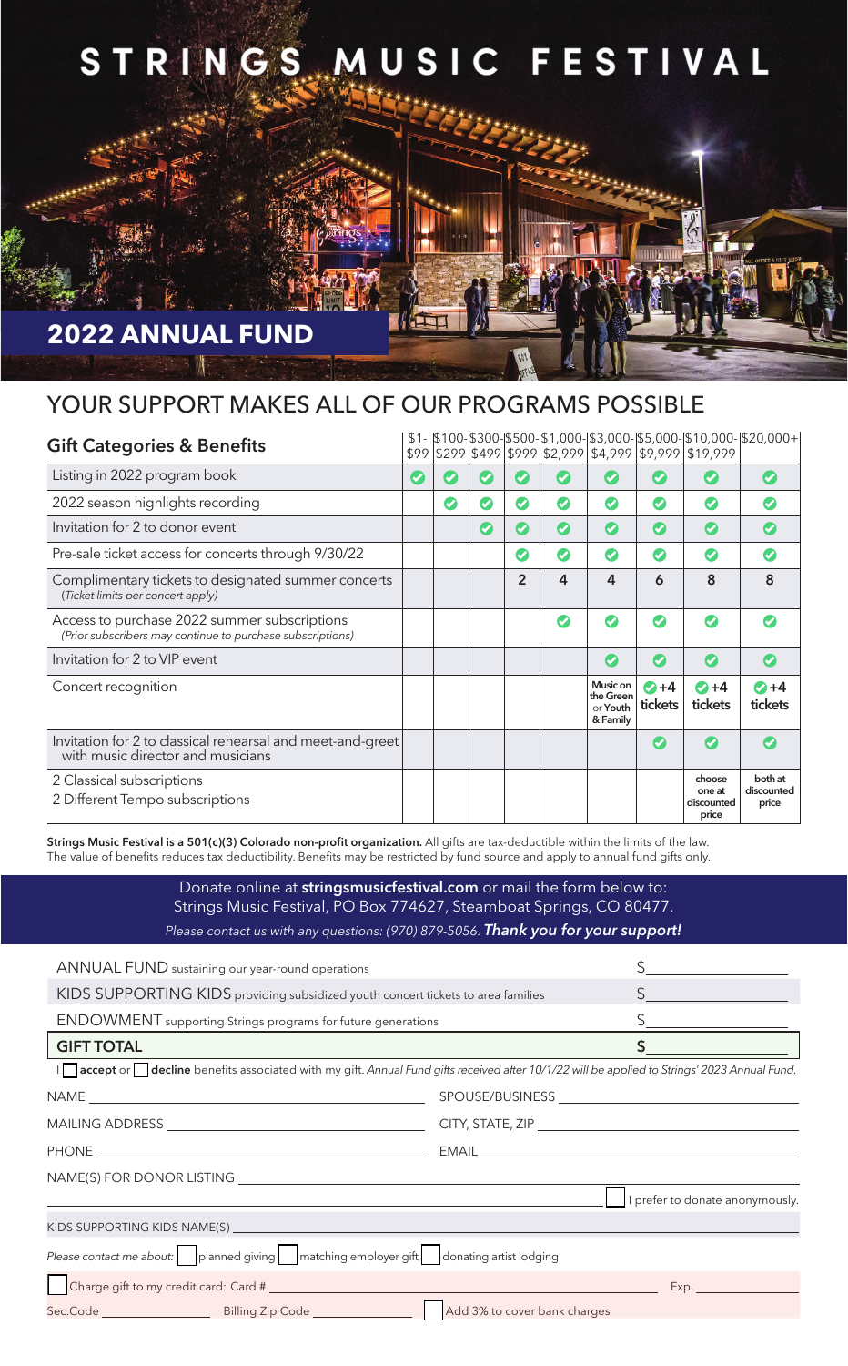# STRINGS MUSIC FESTIVAL

## 2022 ANNUAL FUND

## YOUR SUPPORT MAKES ALL OF OUR PROGRAMS POSSIBLE

| Gift Categories & Benefits | $1-$99 | $100-$299 | $300-$499 | $500-$999 | $1,000-$2,999 | $3,000-$4,999 | $5,000-$9,999 | $10,000-$19,999 | $20,000+ |
|---|---|---|---|---|---|---|---|---|---|
| Listing in 2022 program book | ✓ | ✓ | ✓ | ✓ | ✓ | ✓ | ✓ | ✓ | ✓ |
| 2022 season highlights recording | | ✓ | ✓ | ✓ | ✓ | ✓ | ✓ | ✓ | ✓ |
| Invitation for 2 to donor event | | | ✓ | ✓ | ✓ | ✓ | ✓ | ✓ | ✓ |
| Pre-sale ticket access for concerts through 9/30/22 | | | | ✓ | ✓ | ✓ | ✓ | ✓ | ✓ |
| Complimentary tickets to designated summer concerts (*Ticket limits per concert apply*) | | | | 2 | 4 | 4 | 6 | 8 | 8 |
| Access to purchase 2022 summer subscriptions (*Prior subscribers may continue to purchase subscriptions*) | | | | | ✓ | ✓ | ✓ | ✓ | ✓ |
| Invitation for 2 to VIP event | | | | | | ✓ | ✓ | ✓ | ✓ |
| Concert recognition | | | | | | Music on the Green or Youth & Family | ✓+4 tickets | ✓+4 tickets | ✓+4 tickets |
| Invitation for 2 to classical rehearsal and meet-and-greet with music director and musicians | | | | | | | ✓ | ✓ | ✓ |
| 2 Classical subscriptions<br>2 Different Tempo subscriptions | | | | | | | | choose one at discounted price | both at discounted price |

**Strings Music Festival is a 501(c)(3) Colorado non-profit organization.** All gifts are tax-deductible within the limits of the law. The value of benefits reduces tax deductibility. Benefits may be restricted by fund source and apply to annual fund gifts only.

Donate online at **stringsmusicfestival.com** or mail the form below to: Strings Music Festival, PO Box 774627, Steamboat Springs, CO 80477.

*Please contact us with any questions: (970) 879-5056.* ***Thank you for your support!***

| | |
|---|---|
| ANNUAL FUND sustaining our year-round operations | $\_\_\_\_\_\_\_\_\_\_ |
| KIDS SUPPORTING KIDS providing subsidized youth concert tickets to area families | $\_\_\_\_\_\_\_\_\_\_ |
| ENDOWMENT supporting Strings programs for future generations | $\_\_\_\_\_\_\_\_\_\_ |
| **GIFT TOTAL** | **$**\_\_\_\_\_\_\_\_\_\_ |

I ☐ **accept** or ☐ **decline** benefits associated with my gift. *Annual Fund gifts received after 10/1/22 will be applied to Strings' 2023 Annual Fund.*

NAME \_\_\_\_\_\_\_\_\_\_\_\_\_\_\_\_ SPOUSE/BUSINESS \_\_\_\_\_\_\_\_\_\_\_\_\_\_\_\_

MAILING ADDRESS \_\_\_\_\_\_\_\_\_\_\_\_\_\_\_\_ CITY, STATE, ZIP \_\_\_\_\_\_\_\_\_\_\_\_\_\_\_\_

PHONE \_\_\_\_\_\_\_\_\_\_\_\_\_\_\_\_ EMAIL \_\_\_\_\_\_\_\_\_\_\_\_\_\_\_\_

NAME(S) FOR DONOR LISTING \_\_\_\_\_\_\_\_\_\_\_\_\_\_\_\_

☐ I prefer to donate anonymously.

KIDS SUPPORTING KIDS NAME(S) \_\_\_\_\_\_\_\_\_\_\_\_\_\_\_\_

*Please contact me about:* ☐ planned giving ☐ matching employer gift ☐ donating artist lodging

☐ Charge gift to my credit card: Card # \_\_\_\_\_\_\_\_\_\_\_\_\_\_\_\_ Exp. \_\_\_\_\_\_\_\_

Sec.Code \_\_\_\_\_\_\_\_ Billing Zip Code \_\_\_\_\_\_\_\_ ☐ Add 3% to cover bank charges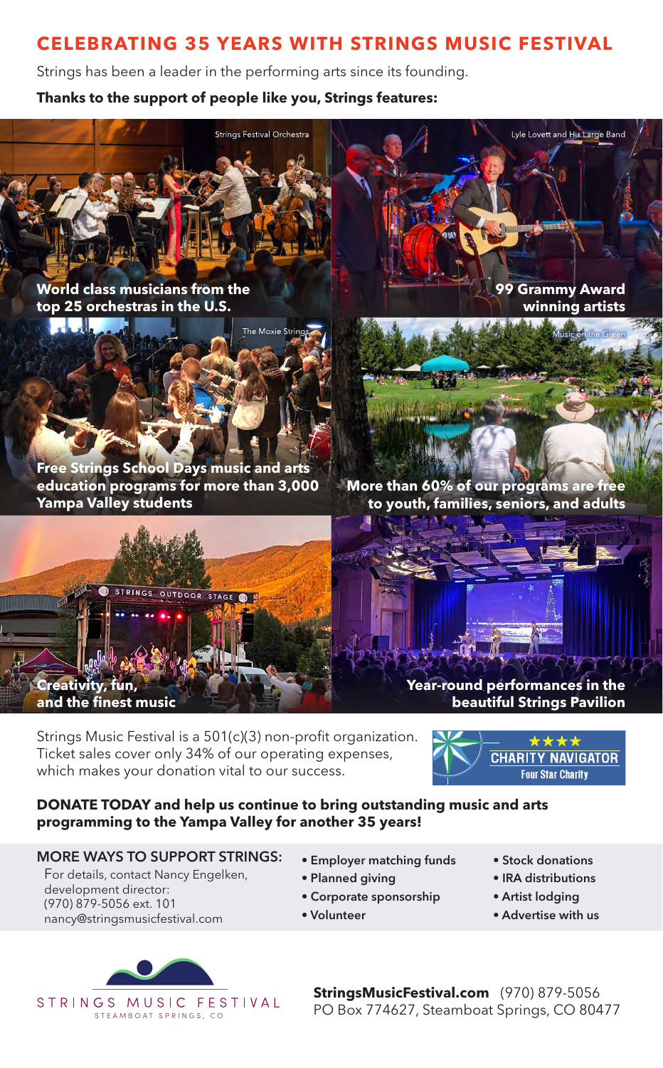# CELEBRATING 35 YEARS WITH STRINGS MUSIC FESTIVAL

Strings has been a leader in the performing arts since its founding.

**Thanks to the support of people like you, Strings features:**

Strings Festival Orchestra

**World class musicians from the top 25 orchestras in the U.S.**

Lyle Lovett and His Large Band

**99 Grammy Award winning artists**

The Moxie Strings

**Free Strings School Days music and arts education programs for more than 3,000 Yampa Valley students**

Music on the Green

**More than 60% of our programs are free to youth, families, seniors, and adults**

**Creativity, fun, and the finest music**

**Year-round performances in the beautiful Strings Pavilion**

Strings Music Festival is a 501(c)(3) non-profit organization. Ticket sales cover only 34% of our operating expenses, which makes your donation vital to our success.

★★★★ CHARITY NAVIGATOR Four Star Charity

**DONATE TODAY and help us continue to bring outstanding music and arts programming to the Yampa Valley for another 35 years!**

## MORE WAYS TO SUPPORT STRINGS:

For details, contact Nancy Engelken, development director:
(970) 879-5056 ext. 101
nancy@stringsmusicfestival.com

- Employer matching funds
- Planned giving
- Corporate sponsorship
- Volunteer
- Stock donations
- IRA distributions
- Artist lodging
- Advertise with us

STRINGS MUSIC FESTIVAL
STEAMBOAT SPRINGS, CO

**StringsMusicFestival.com** (970) 879-5056
PO Box 774627, Steamboat Springs, CO 80477